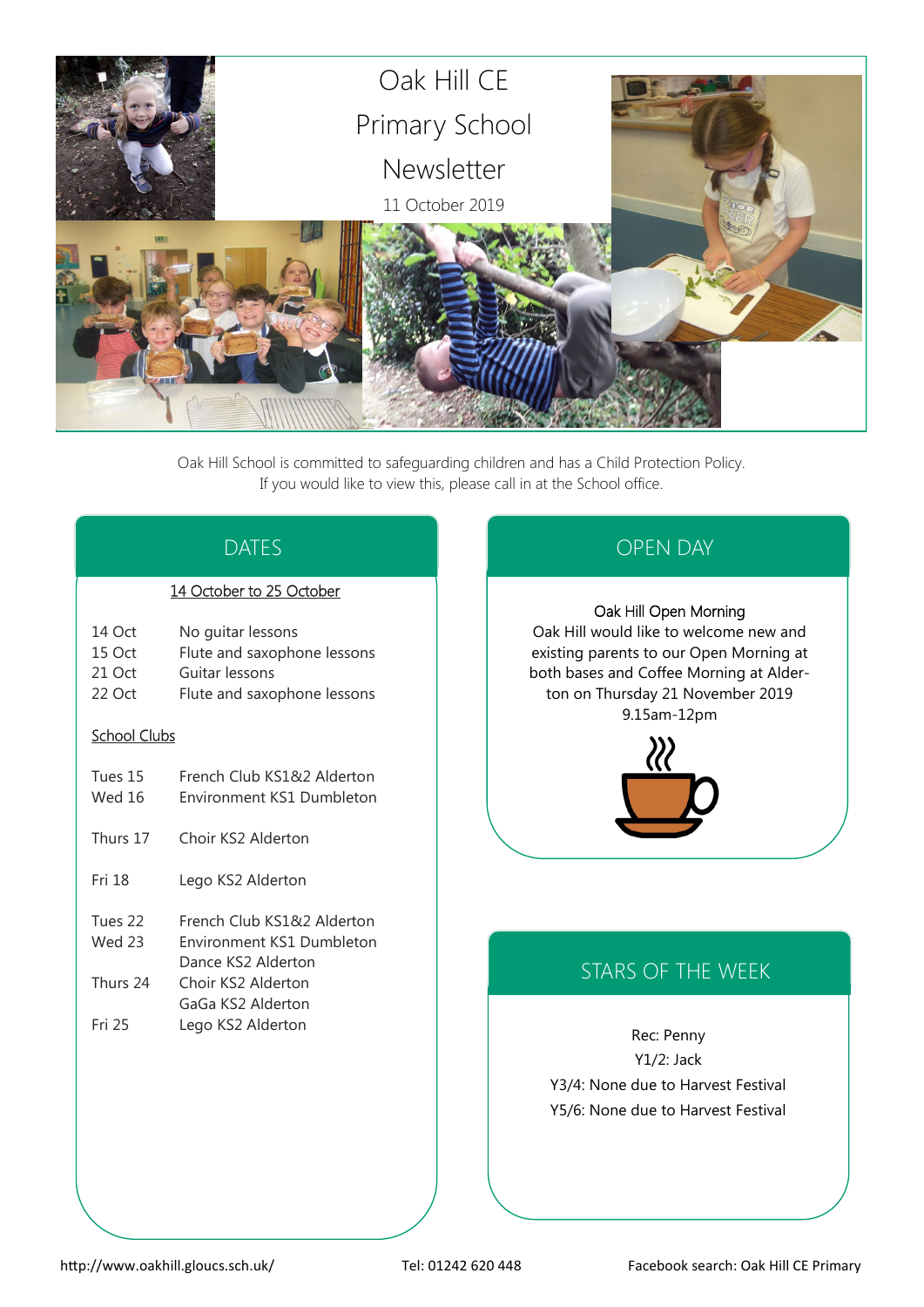# Oak Hill CE Primary School Newsletter

11 October 2019

Oak Hill School is committed to safeguarding children and has a Child Protection Policy.
If you would like to view this, please call in at the School office.

## DATES

14 October to 25 October

| | |
|---|---|
| 14 Oct | No guitar lessons |
| 15 Oct | Flute and saxophone lessons |
| 21 Oct | Guitar lessons |
| 22 Oct | Flute and saxophone lessons |

School Clubs

| | |
|---|---|
| Tues 15 | French Club KS1&2 Alderton |
| Wed 16 | Environment KS1 Dumbleton |
| Thurs 17 | Choir KS2 Alderton |
| Fri 18 | Lego KS2 Alderton |
| Tues 22 | French Club KS1&2 Alderton |
| Wed 23 | Environment KS1 Dumbleton<br>Dance KS2 Alderton |
| Thurs 24 | Choir KS2 Alderton<br>GaGa KS2 Alderton |
| Fri 25 | Lego KS2 Alderton |

## OPEN DAY

Oak Hill Open Morning

Oak Hill would like to welcome new and existing parents to our Open Morning at both bases and Coffee Morning at Alderton on Thursday 21 November 2019 9.15am-12pm

## STARS OF THE WEEK

Rec: Penny

Y1/2: Jack

Y3/4: None due to Harvest Festival

Y5/6: None due to Harvest Festival

http://www.oakhill.gloucs.sch.uk/ Tel: 01242 620 448 Facebook search: Oak Hill CE Primary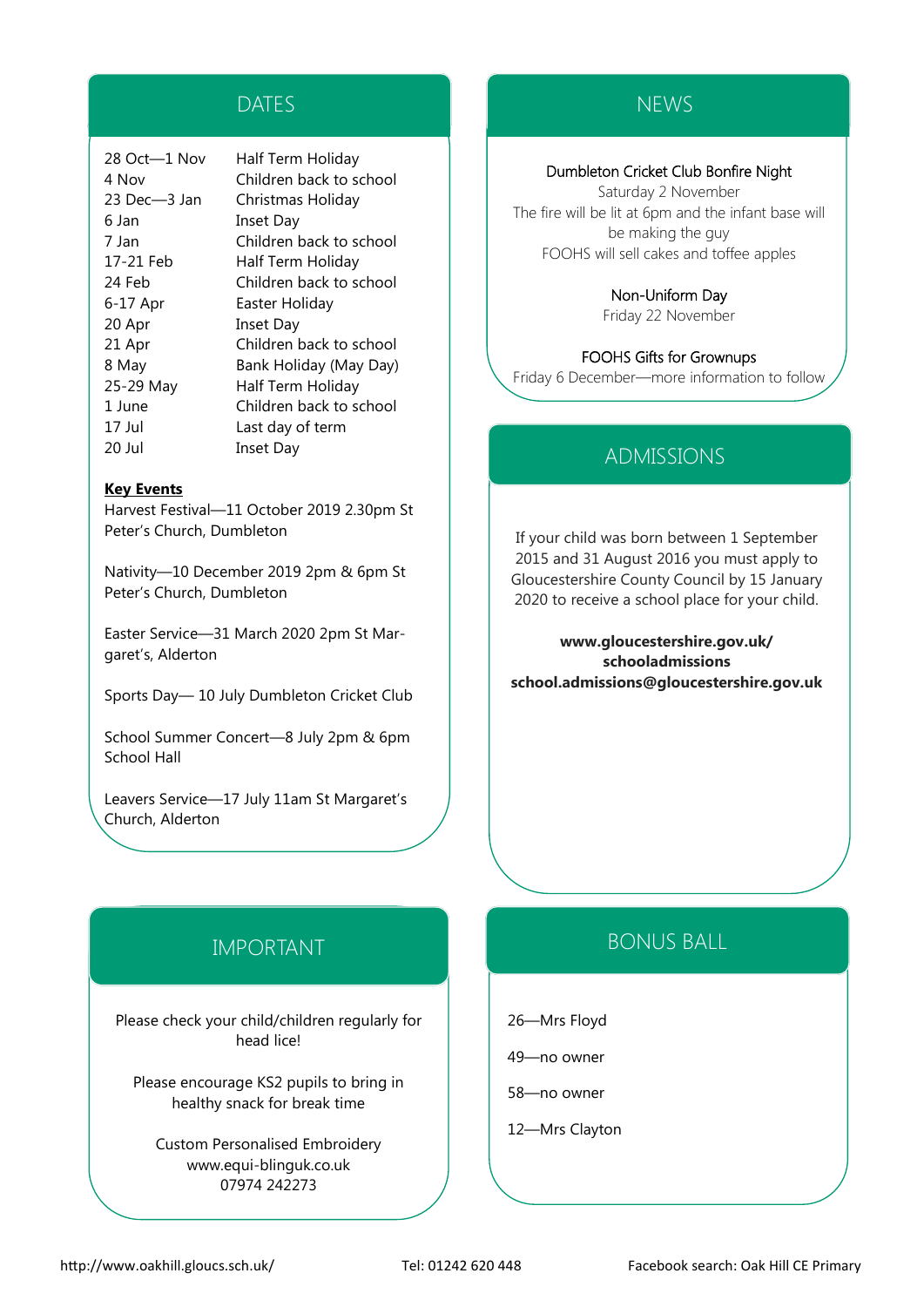## DATES

| | |
|---|---|
| 28 Oct—1 Nov | Half Term Holiday |
| 4 Nov | Children back to school |
| 23 Dec—3 Jan | Christmas Holiday |
| 6 Jan | Inset Day |
| 7 Jan | Children back to school |
| 17-21 Feb | Half Term Holiday |
| 24 Feb | Children back to school |
| 6-17 Apr | Easter Holiday |
| 20 Apr | Inset Day |
| 21 Apr | Children back to school |
| 8 May | Bank Holiday (May Day) |
| 25-29 May | Half Term Holiday |
| 1 June | Children back to school |
| 17 Jul | Last day of term |
| 20 Jul | Inset Day |

**Key Events**

Harvest Festival—11 October 2019 2.30pm St Peter's Church, Dumbleton

Nativity—10 December 2019 2pm & 6pm St Peter's Church, Dumbleton

Easter Service—31 March 2020 2pm St Margaret's, Alderton

Sports Day— 10 July Dumbleton Cricket Club

School Summer Concert—8 July 2pm & 6pm School Hall

Leavers Service—17 July 11am St Margaret's Church, Alderton

## NEWS

Dumbleton Cricket Club Bonfire Night
Saturday 2 November
The fire will be lit at 6pm and the infant base will be making the guy
FOOHS will sell cakes and toffee apples

Non-Uniform Day
Friday 22 November

FOOHS Gifts for Grownups
Friday 6 December—more information to follow

## ADMISSIONS

If your child was born between 1 September 2015 and 31 August 2016 you must apply to Gloucestershire County Council by 15 January 2020 to receive a school place for your child.

**www.gloucestershire.gov.uk/schooladmissions**
**school.admissions@gloucestershire.gov.uk**

## IMPORTANT

Please check your child/children regularly for head lice!

Please encourage KS2 pupils to bring in healthy snack for break time

Custom Personalised Embroidery
www.equi-blinguk.co.uk
07974 242273

## BONUS BALL

26—Mrs Floyd

49—no owner

58—no owner

12—Mrs Clayton

http://www.oakhill.gloucs.sch.uk/ Tel: 01242 620 448 Facebook search: Oak Hill CE Primary